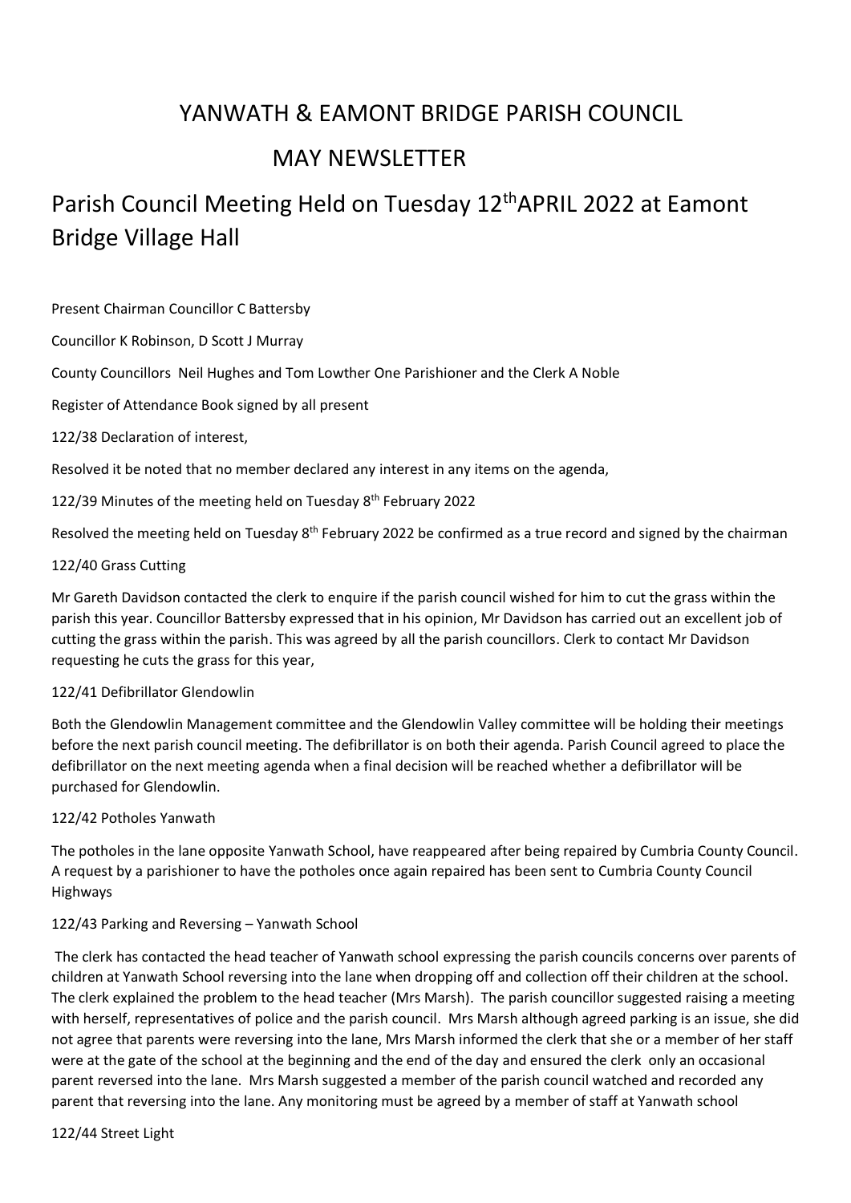# YANWATH & EAMONT BRIDGE PARISH COUNCIL

## MAY NEWSLETTER

# Parish Council Meeting Held on Tuesday 12th APRIL 2022 at Eamont Bridge Village Hall

Present Chairman Councillor C Battersby

Councillor K Robinson, D Scott J Murray

County Councillors Neil Hughes and Tom Lowther One Parishioner and the Clerk A Noble

Register of Attendance Book signed by all present

122/38 Declaration of interest,

Resolved it be noted that no member declared any interest in any items on the agenda,

122/39 Minutes of the meeting held on Tuesday 8th February 2022

Resolved the meeting held on Tuesday 8th February 2022 be confirmed as a true record and signed by the chairman

122/40 Grass Cutting

Mr Gareth Davidson contacted the clerk to enquire if the parish council wished for him to cut the grass within the parish this year. Councillor Battersby expressed that in his opinion, Mr Davidson has carried out an excellent job of cutting the grass within the parish. This was agreed by all the parish councillors. Clerk to contact Mr Davidson requesting he cuts the grass for this year,

122/41 Defibrillator Glendowlin

Both the Glendowlin Management committee and the Glendowlin Valley committee will be holding their meetings before the next parish council meeting. The defibrillator is on both their agenda. Parish Council agreed to place the defibrillator on the next meeting agenda when a final decision will be reached whether a defibrillator will be purchased for Glendowlin.

122/42 Potholes Yanwath

The potholes in the lane opposite Yanwath School, have reappeared after being repaired by Cumbria County Council. A request by a parishioner to have the potholes once again repaired has been sent to Cumbria County Council Highways

122/43 Parking and Reversing – Yanwath School

The clerk has contacted the head teacher of Yanwath school expressing the parish councils concerns over parents of children at Yanwath School reversing into the lane when dropping off and collection off their children at the school. The clerk explained the problem to the head teacher (Mrs Marsh). The parish councillor suggested raising a meeting with herself, representatives of police and the parish council. Mrs Marsh although agreed parking is an issue, she did not agree that parents were reversing into the lane, Mrs Marsh informed the clerk that she or a member of her staff were at the gate of the school at the beginning and the end of the day and ensured the clerk only an occasional parent reversed into the lane. Mrs Marsh suggested a member of the parish council watched and recorded any parent that reversing into the lane. Any monitoring must be agreed by a member of staff at Yanwath school

122/44 Street Light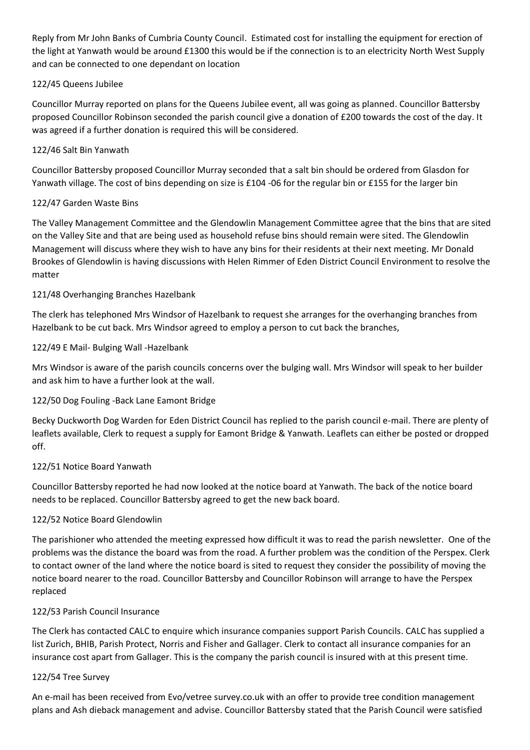Reply from Mr John Banks of Cumbria County Council.  Estimated cost for installing the equipment for erection of the light at Yanwath would be around £1300 this would be if the connection is to an electricity North West Supply and can be connected to one dependant on location

122/45 Queens Jubilee

Councillor Murray reported on plans for the Queens Jubilee event, all was going as planned. Councillor Battersby proposed Councillor Robinson seconded the parish council give a donation of £200 towards the cost of the day. It was agreed if a further donation is required this will be considered.

122/46 Salt Bin Yanwath

Councillor Battersby proposed Councillor Murray seconded that a salt bin should be ordered from Glasdon for Yanwath village. The cost of bins depending on size is £104 -06 for the regular bin or £155 for the larger bin

122/47 Garden Waste Bins

The Valley Management Committee and the Glendowlin Management Committee agree that the bins that are sited on the Valley Site and that are being used as household refuse bins should remain were sited. The Glendowlin Management will discuss where they wish to have any bins for their residents at their next meeting. Mr Donald Brookes of Glendowlin is having discussions with Helen Rimmer of Eden District Council Environment to resolve the matter

121/48 Overhanging Branches Hazelbank

The clerk has telephoned Mrs Windsor of Hazelbank to request she arranges for the overhanging branches from Hazelbank to be cut back. Mrs Windsor agreed to employ a person to cut back the branches,

122/49 E Mail- Bulging Wall -Hazelbank

Mrs Windsor is aware of the parish councils concerns over the bulging wall. Mrs Windsor will speak to her builder and ask him to have a further look at the wall.

122/50 Dog Fouling -Back Lane Eamont Bridge

Becky Duckworth Dog Warden for Eden District Council has replied to the parish council e-mail. There are plenty of leaflets available, Clerk to request a supply for Eamont Bridge & Yanwath. Leaflets can either be posted or dropped off.

122/51 Notice Board Yanwath

Councillor Battersby reported he had now looked at the notice board at Yanwath. The back of the notice board needs to be replaced. Councillor Battersby agreed to get the new back board.

122/52 Notice Board Glendowlin

The parishioner who attended the meeting expressed how difficult it was to read the parish newsletter.  One of the problems was the distance the board was from the road. A further problem was the condition of the Perspex. Clerk to contact owner of the land where the notice board is sited to request they consider the possibility of moving the notice board nearer to the road. Councillor Battersby and Councillor Robinson will arrange to have the Perspex replaced

122/53 Parish Council Insurance

The Clerk has contacted CALC to enquire which insurance companies support Parish Councils. CALC has supplied a list Zurich, BHIB, Parish Protect, Norris and Fisher and Gallager. Clerk to contact all insurance companies for an insurance cost apart from Gallager. This is the company the parish council is insured with at this present time.

122/54 Tree Survey

An e-mail has been received from Evo/vetree survey.co.uk with an offer to provide tree condition management plans and Ash dieback management and advise. Councillor Battersby stated that the Parish Council were satisfied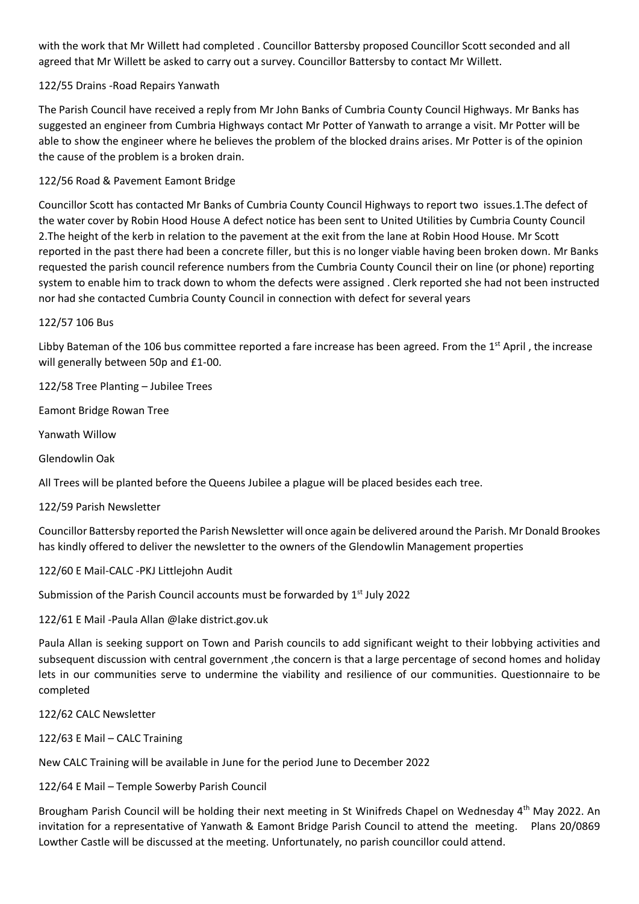with the work that Mr Willett had completed . Councillor Battersby proposed Councillor Scott seconded and all agreed that Mr Willett be asked to carry out a survey. Councillor Battersby to contact Mr Willett.

122/55 Drains -Road Repairs Yanwath

The Parish Council have received a reply from Mr John Banks of Cumbria County Council Highways. Mr Banks has suggested an engineer from Cumbria Highways contact Mr Potter of Yanwath to arrange a visit. Mr Potter will be able to show the engineer where he believes the problem of the blocked drains arises. Mr Potter is of the opinion the cause of the problem is a broken drain.

122/56 Road & Pavement Eamont Bridge

Councillor Scott has contacted Mr Banks of Cumbria County Council Highways to report two issues.1.The defect of the water cover by Robin Hood House A defect notice has been sent to United Utilities by Cumbria County Council 2.The height of the kerb in relation to the pavement at the exit from the lane at Robin Hood House. Mr Scott reported in the past there had been a concrete filler, but this is no longer viable having been broken down. Mr Banks requested the parish council reference numbers from the Cumbria County Council their on line (or phone) reporting system to enable him to track down to whom the defects were assigned . Clerk reported she had not been instructed nor had she contacted Cumbria County Council in connection with defect for several years

122/57 106 Bus

Libby Bateman of the 106 bus committee reported a fare increase has been agreed. From the 1st April , the increase will generally between 50p and £1-00.

122/58 Tree Planting – Jubilee Trees

Eamont Bridge Rowan Tree

Yanwath Willow

Glendowlin Oak

All Trees will be planted before the Queens Jubilee a plague will be placed besides each tree.

122/59 Parish Newsletter

Councillor Battersby reported the Parish Newsletter will once again be delivered around the Parish. Mr Donald Brookes has kindly offered to deliver the newsletter to the owners of the Glendowlin Management properties

122/60 E Mail-CALC -PKJ Littlejohn Audit

Submission of the Parish Council accounts must be forwarded by 1st July 2022

122/61 E Mail -Paula Allan @lake district.gov.uk

Paula Allan is seeking support on Town and Parish councils to add significant weight to their lobbying activities and subsequent discussion with central government ,the concern is that a large percentage of second homes and holiday lets in our communities serve to undermine the viability and resilience of our communities. Questionnaire to be completed

122/62 CALC Newsletter

122/63 E Mail – CALC Training

New CALC Training will be available in June for the period June to December 2022

122/64 E Mail – Temple Sowerby Parish Council

Brougham Parish Council will be holding their next meeting in St Winifreds Chapel on Wednesday 4th May 2022. An invitation for a representative of Yanwath & Eamont Bridge Parish Council to attend the meeting. Plans 20/0869 Lowther Castle will be discussed at the meeting. Unfortunately, no parish councillor could attend.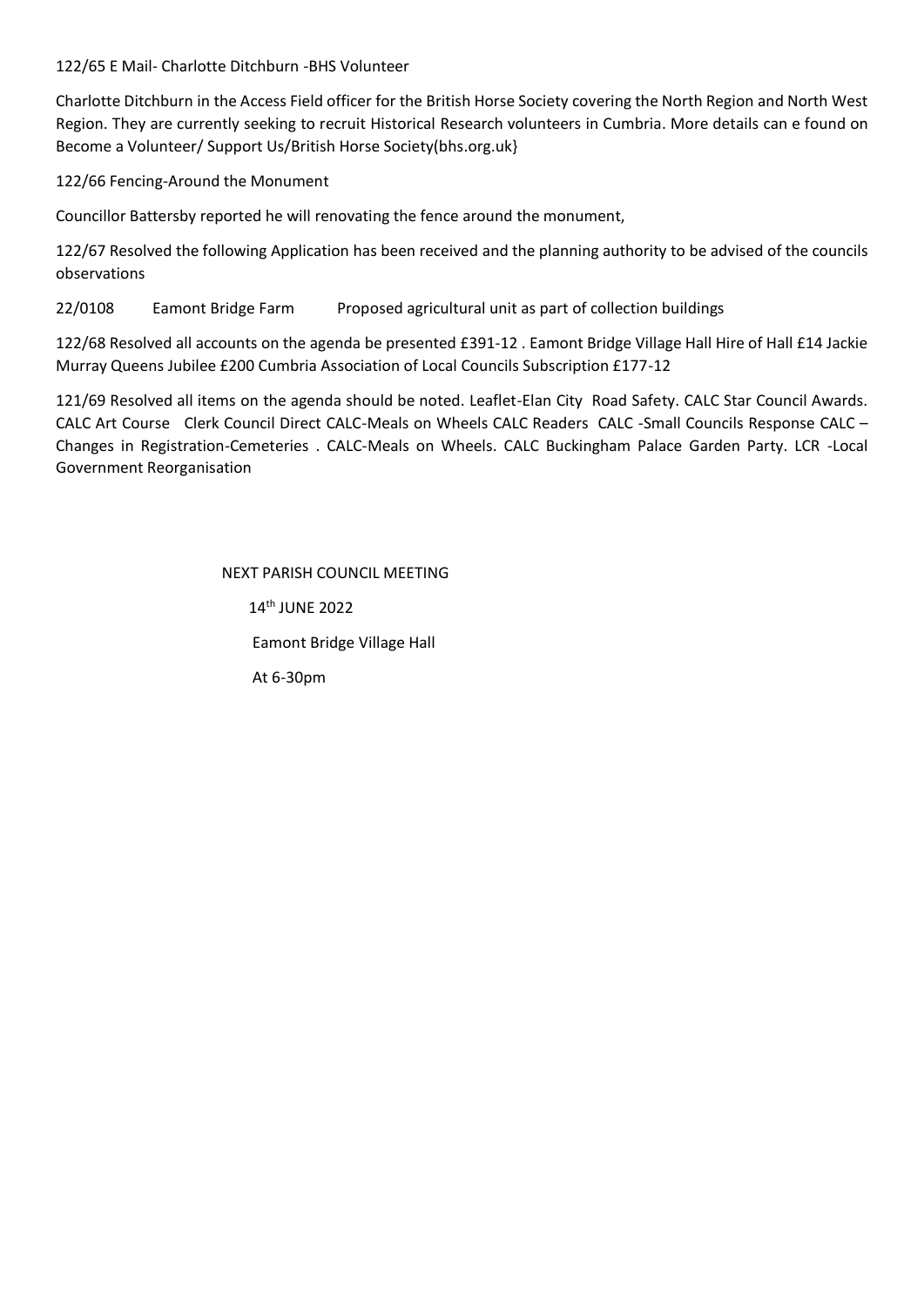122/65 E Mail- Charlotte Ditchburn -BHS Volunteer

Charlotte Ditchburn in the Access Field officer for the British Horse Society covering the North Region and North West Region. They are currently seeking to recruit Historical Research volunteers in Cumbria. More details can e found on Become a Volunteer/ Support Us/British Horse Society(bhs.org.uk}

122/66 Fencing-Around the Monument

Councillor Battersby reported he will renovating the fence around the monument,

122/67 Resolved the following Application has been received and the planning authority to be advised of the councils observations

22/0108 Eamont Bridge Farm Proposed agricultural unit as part of collection buildings

122/68 Resolved all accounts on the agenda be presented £391-12 . Eamont Bridge Village Hall Hire of Hall £14 Jackie Murray Queens Jubilee £200 Cumbria Association of Local Councils Subscription £177-12

121/69 Resolved all items on the agenda should be noted. Leaflet-Elan City Road Safety. CALC Star Council Awards. CALC Art Course Clerk Council Direct CALC-Meals on Wheels CALC Readers CALC -Small Councils Response CALC – Changes in Registration-Cemeteries . CALC-Meals on Wheels. CALC Buckingham Palace Garden Party. LCR -Local Government Reorganisation

NEXT PARISH COUNCIL MEETING

14th JUNE 2022

Eamont Bridge Village Hall

At 6-30pm